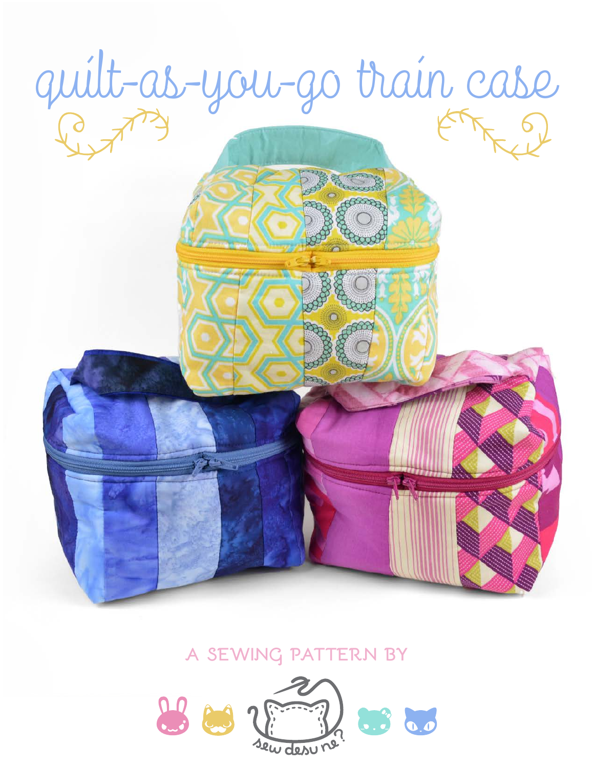# quilt-as-you-go train case

A SEWING PATTERN BY

sew desu ne?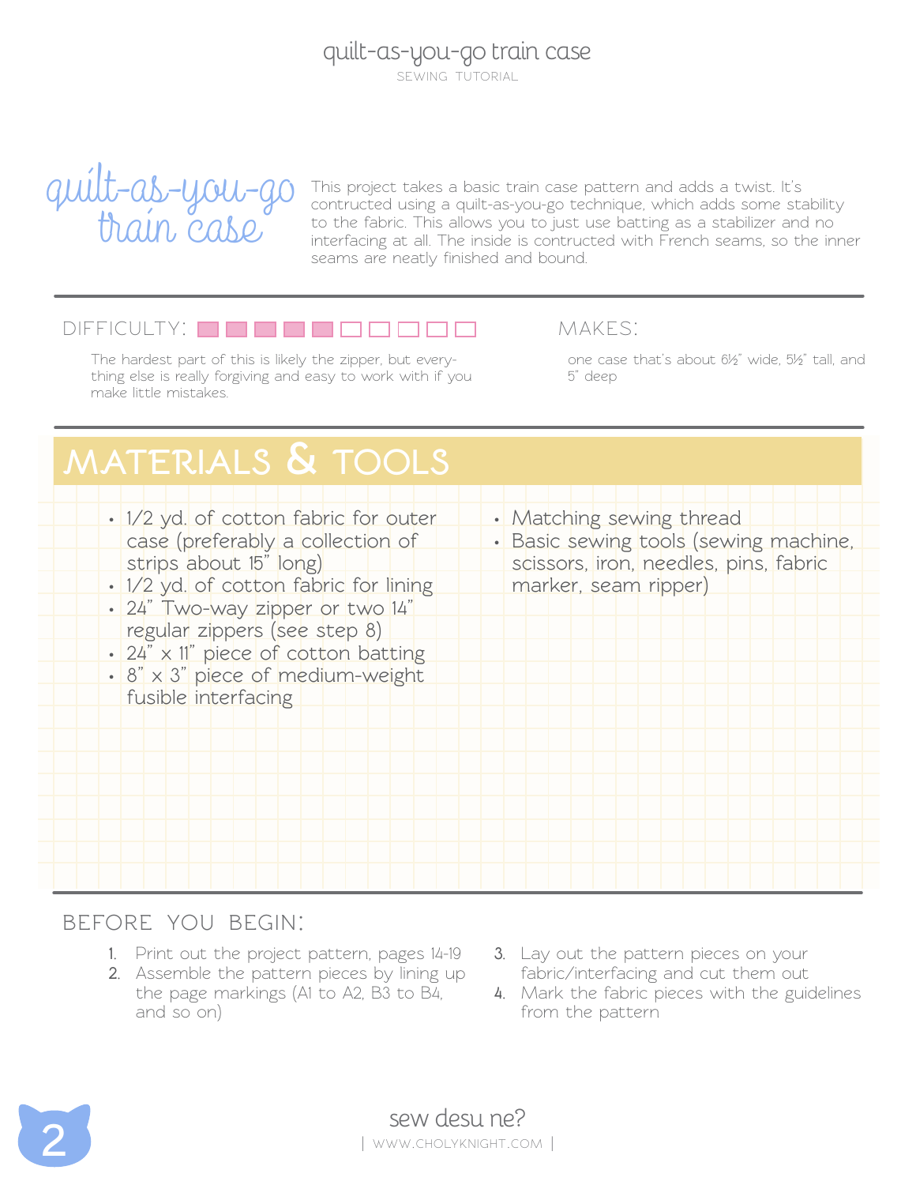# quilt-as-you-go train case

This project takes a basic train case pattern and adds a twist. It's contructed using a quilt-as-you-go technique, which adds some stability to the fabric. This allows you to just use batting as a stabilizer and no interfacing at all. The inside is contructed with French seams, so the inner seams are neatly finished and bound.

## DIFFICULTY: ■■■■■□□□□□

The hardest part of this is likely the zipper, but everything else is really forgiving and easy to work with if you make little mistakes.

## MAKES:

one case that's about 6½" wide, 5½" tall, and 5" deep

## MATERIALS & TOOLS

- 1/2 yd. of cotton fabric for outer case (preferably a collection of strips about 15" long)
- 1/2 yd. of cotton fabric for lining
- 24" Two-way zipper or two 14" regular zippers (see step 8)
- 24" x 11" piece of cotton batting
- 8" x 3" piece of medium-weight fusible interfacing
- Matching sewing thread
- Basic sewing tools (sewing machine, scissors, iron, needles, pins, fabric marker, seam ripper)

## BEFORE YOU BEGIN:

1. Print out the project pattern, pages 14-19
2. Assemble the pattern pieces by lining up the page markings (A1 to A2, B3 to B4, and so on)
3. Lay out the pattern pieces on your fabric/interfacing and cut them out
4. Mark the fabric pieces with the guidelines from the pattern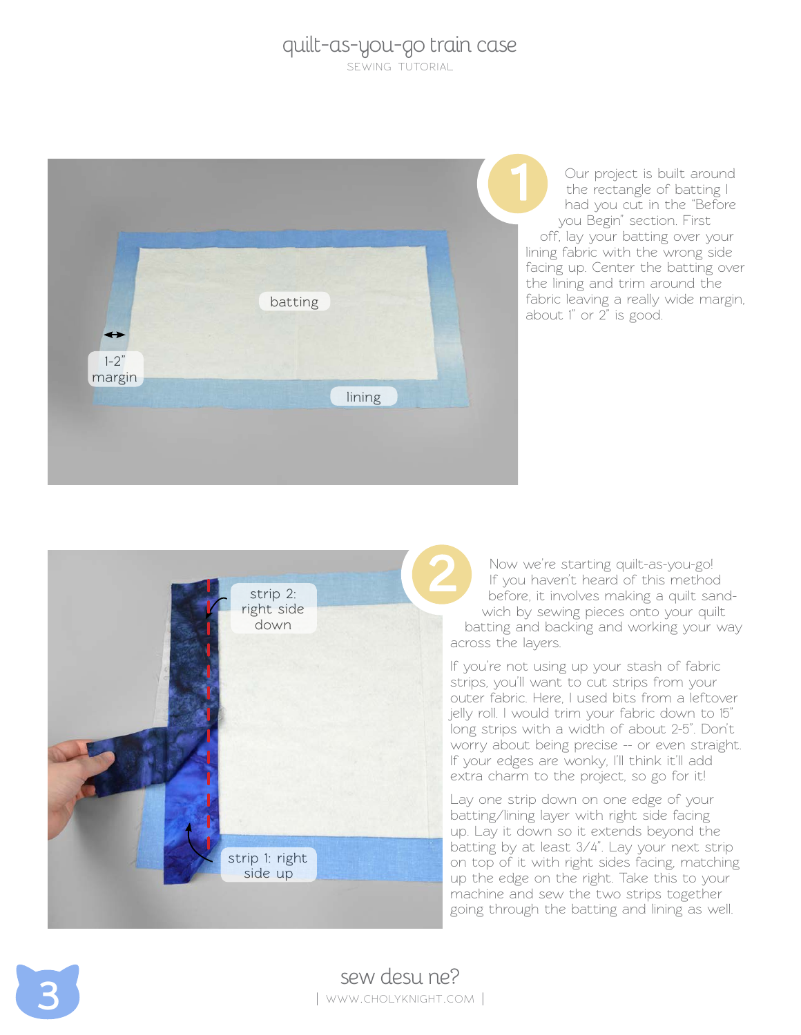**1**

Our project is built around the rectangle of batting I had you cut in the "Before you Begin" section. First off, lay your batting over your lining fabric with the wrong side facing up. Center the batting over the lining and trim around the fabric leaving a really wide margin, about 1" or 2" is good.

**2**

Now we're starting quilt-as-you-go! If you haven't heard of this method before, it involves making a quilt sandwich by sewing pieces onto your quilt batting and backing and working your way across the layers.

If you're not using up your stash of fabric strips, you'll want to cut strips from your outer fabric. Here, I used bits from a leftover jelly roll. I would trim your fabric down to 15" long strips with a width of about 2-5". Don't worry about being precise -- or even straight. If your edges are wonky, I'll think it'll add extra charm to the project, so go for it!

Lay one strip down on one edge of your batting/lining layer with right side facing up. Lay it down so it extends beyond the batting by at least 3/4". Lay your next strip on top of it with right sides facing, matching up the edge on the right. Take this to your machine and sew the two strips together going through the batting and lining as well.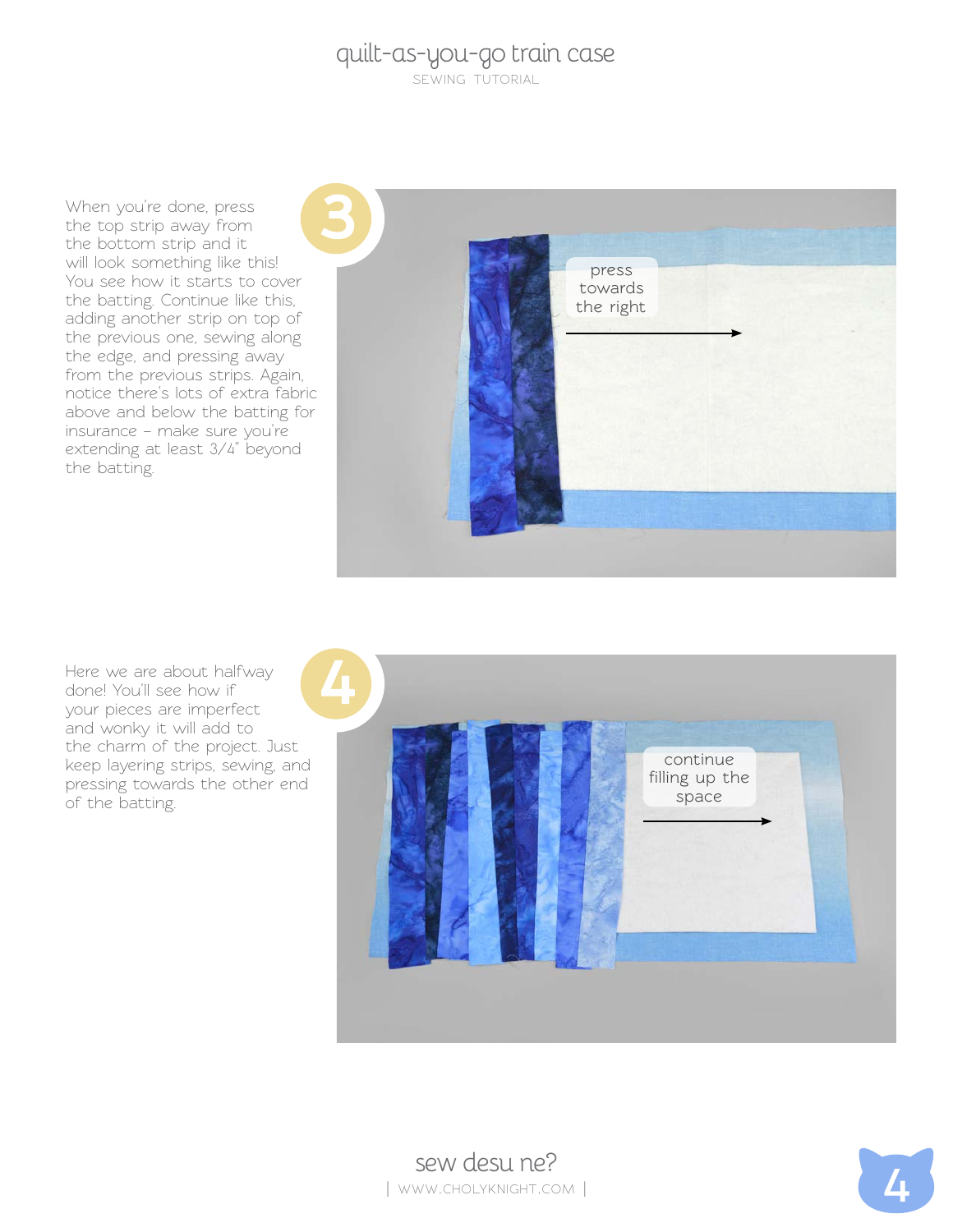**3**

When you're done, press the top strip away from the bottom strip and it will look something like this! You see how it starts to cover the batting. Continue like this, adding another strip on top of the previous one, sewing along the edge, and pressing away from the previous strips. Again, notice there's lots of extra fabric above and below the batting for insurance – make sure you're extending at least 3/4" beyond the batting.

press towards the right

**4**

Here we are about halfway done! You'll see how if your pieces are imperfect and wonky it will add to the charm of the project. Just keep layering strips, sewing, and pressing towards the other end of the batting.

continue filling up the space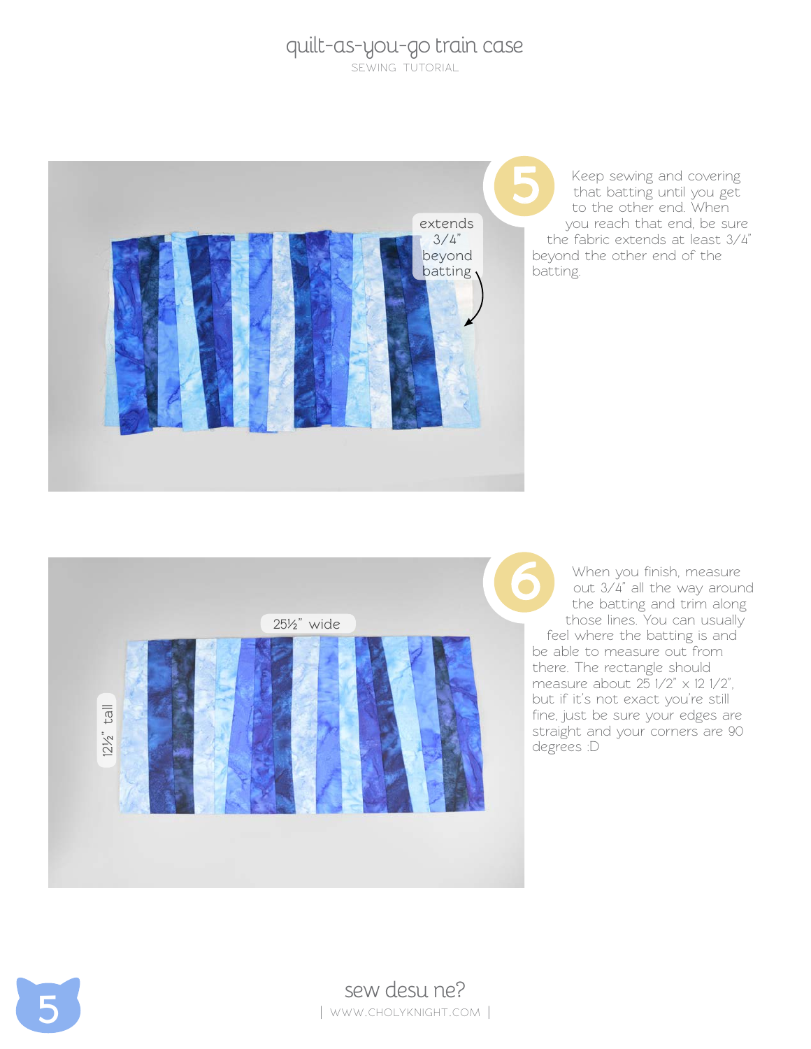5

Keep sewing and covering that batting until you get to the other end. When you reach that end, be sure the fabric extends at least 3/4" beyond the other end of the batting.

extends 3/4" beyond batting

6

When you finish, measure out 3/4" all the way around the batting and trim along those lines. You can usually feel where the batting is and be able to measure out from there. The rectangle should measure about 25 1/2" x 12 1/2", but if it's not exact you're still fine, just be sure your edges are straight and your corners are 90 degrees :D

25½" wide

12½" tall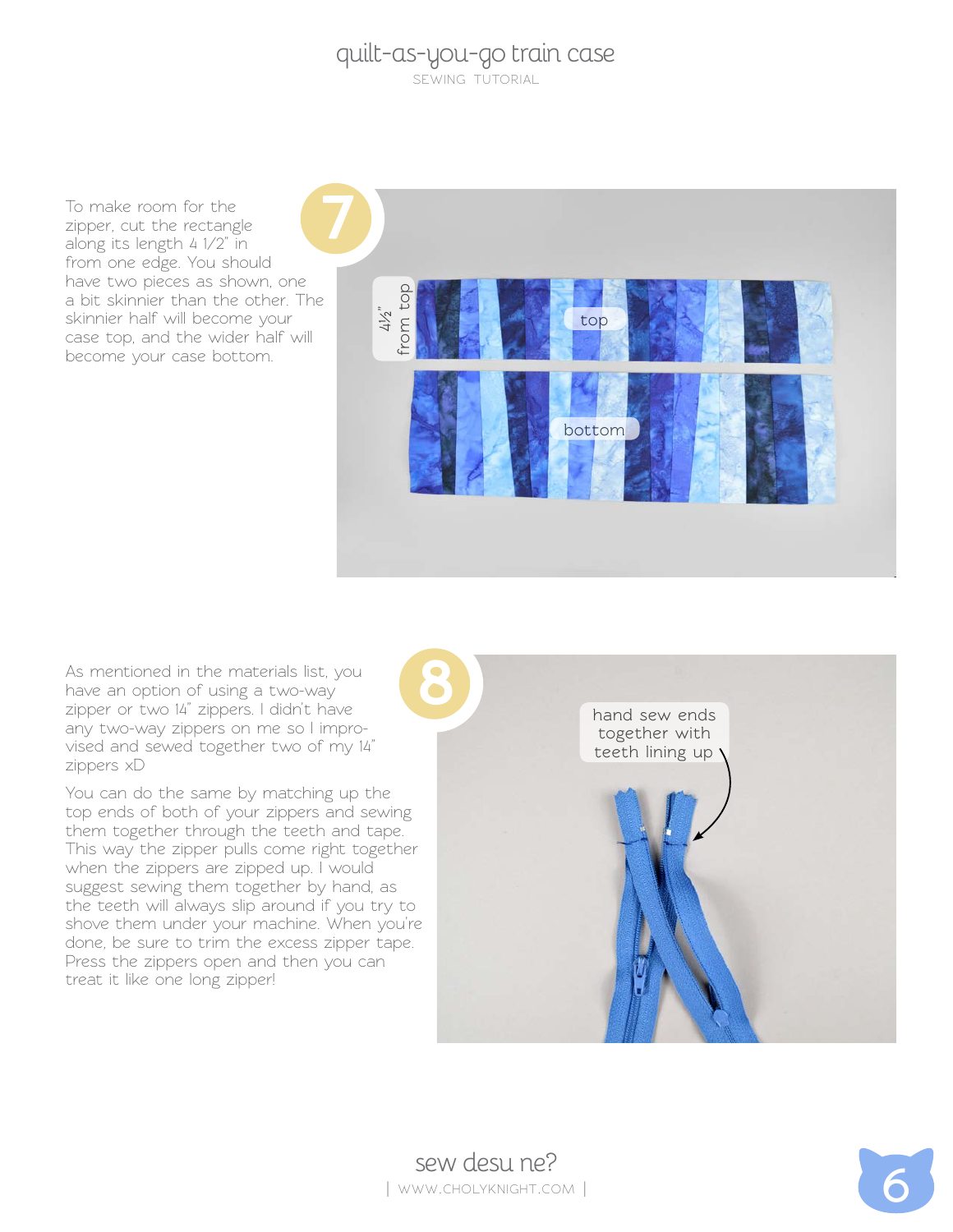7

To make room for the zipper, cut the rectangle along its length 4 1/2" in from one edge. You should have two pieces as shown, one a bit skinnier than the other. The skinnier half will become your case top, and the wider half will become your case bottom.

4½" from top

top

bottom

8

As mentioned in the materials list, you have an option of using a two-way zipper or two 14" zippers. I didn't have any two-way zippers on me so I improvised and sewed together two of my 14" zippers xD

You can do the same by matching up the top ends of both of your zippers and sewing them together through the teeth and tape. This way the zipper pulls come right together when the zippers are zipped up. I would suggest sewing them together by hand, as the teeth will always slip around if you try to shove them under your machine. When you're done, be sure to trim the excess zipper tape. Press the zippers open and then you can treat it like one long zipper!

hand sew ends together with teeth lining up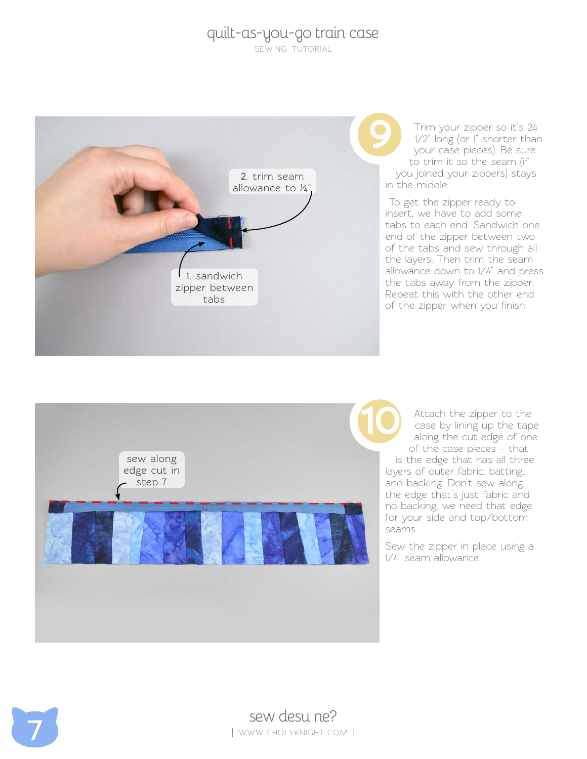**9**

Trim your zipper so it's 24 1/2" long (or 1" shorter than your case pieces). Be sure to trim it so the seam (if you joined your zippers) stays in the middle.

To get the zipper ready to insert, we have to add some tabs to each end. Sandwich one end of the zipper between two of the tabs and sew through all the layers. Then trim the seam allowance down to 1/4" and press the tabs away from the zipper. Repeat this with the other end of the zipper when you finish.

1. sandwich zipper between tabs

2. trim seam allowance to ¼"

**10**

Attach the zipper to the case by lining up the tape along the cut edge of one of the case pieces – that is the edge that has all three layers of outer fabric, batting, and backing. Don't sew along the edge that's just fabric and no backing, we need that edge for your side and top/bottom seams.

Sew the zipper in place using a 1/4" seam allowance.

sew along edge cut in step 7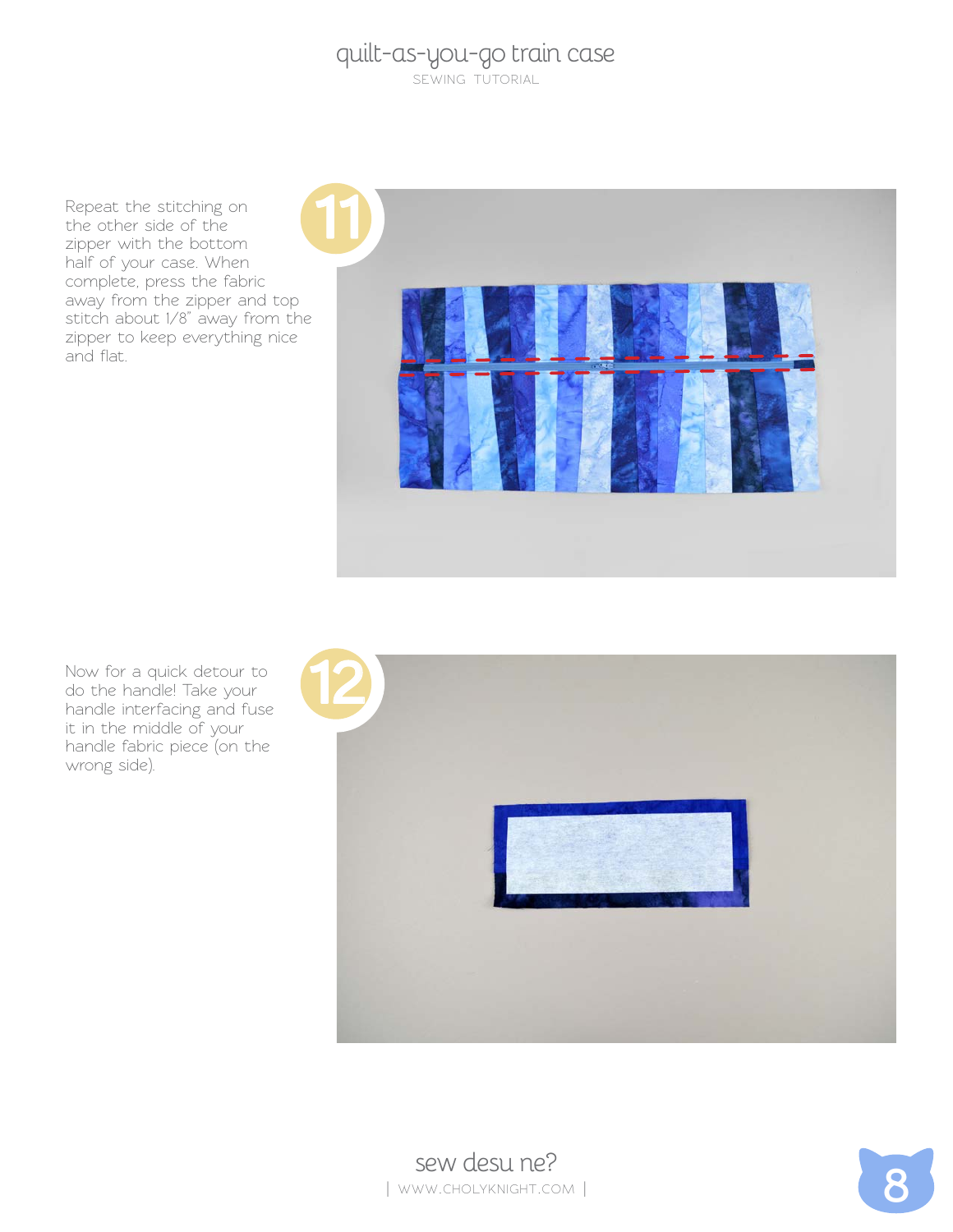**11**

Repeat the stitching on the other side of the zipper with the bottom half of your case. When complete, press the fabric away from the zipper and top stitch about 1/8" away from the zipper to keep everything nice and flat.

**12**

Now for a quick detour to do the handle! Take your handle interfacing and fuse it in the middle of your handle fabric piece (on the wrong side).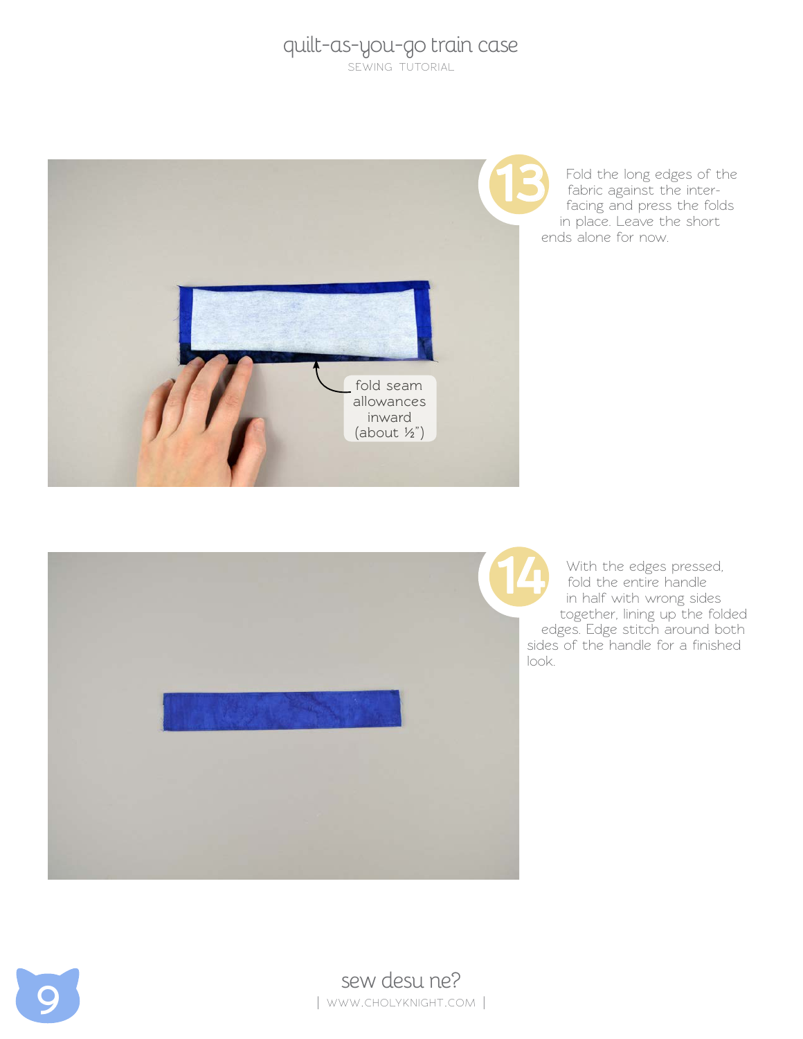**13** Fold the long edges of the fabric against the interfacing and press the folds in place. Leave the short ends alone for now.

fold seam allowances inward (about ½")

**14** With the edges pressed, fold the entire handle in half with wrong sides together, lining up the folded edges. Edge stitch around both sides of the handle for a finished look.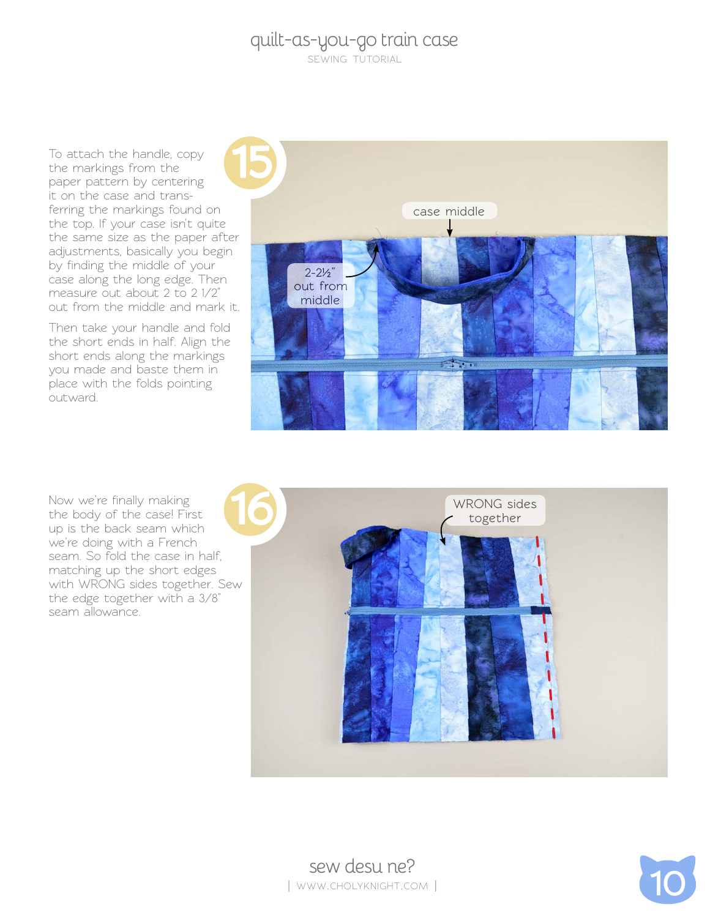## 15

To attach the handle, copy the markings from the paper pattern by centering it on the case and transferring the markings found on the top. If your case isn't quite the same size as the paper after adjustments, basically you begin by finding the middle of your case along the long edge. Then measure out about 2 to 2 1/2" out from the middle and mark it.

Then take your handle and fold the short ends in half. Align the short ends along the markings you made and baste them in place with the folds pointing outward.

case middle

2-2½" out from middle

## 16

Now we're finally making the body of the case! First up is the back seam which we're doing with a French seam. So fold the case in half, matching up the short edges with WRONG sides together. Sew the edge together with a 3/8" seam allowance.

WRONG sides together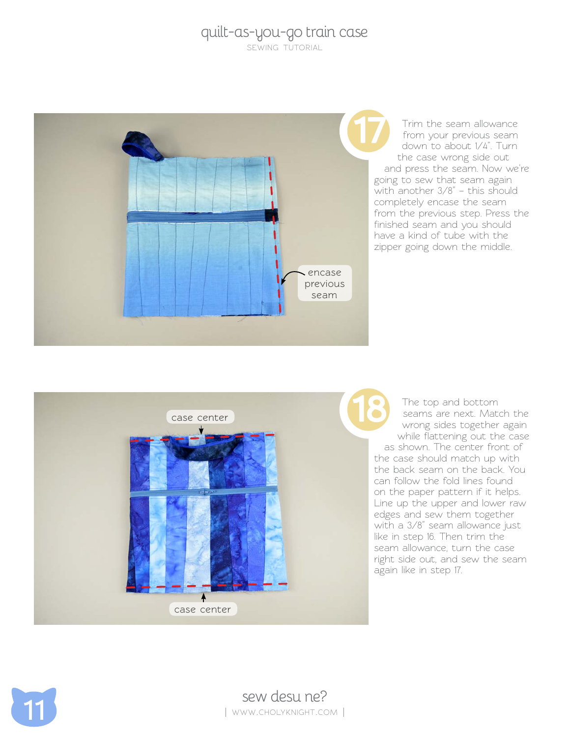**17**

Trim the seam allowance from your previous seam down to about 1/4". Turn the case wrong side out and press the seam. Now we're going to sew that seam again with another 3/8" – this should completely encase the seam from the previous step. Press the finished seam and you should have a kind of tube with the zipper going down the middle.

encase previous seam

**18**

The top and bottom seams are next. Match the wrong sides together again while flattening out the case as shown. The center front of the case should match up with the back seam on the back. You can follow the fold lines found on the paper pattern if it helps. Line up the upper and lower raw edges and sew them together with a 3/8" seam allowance just like in step 16. Then trim the seam allowance, turn the case right side out, and sew the seam again like in step 17.

case center

case center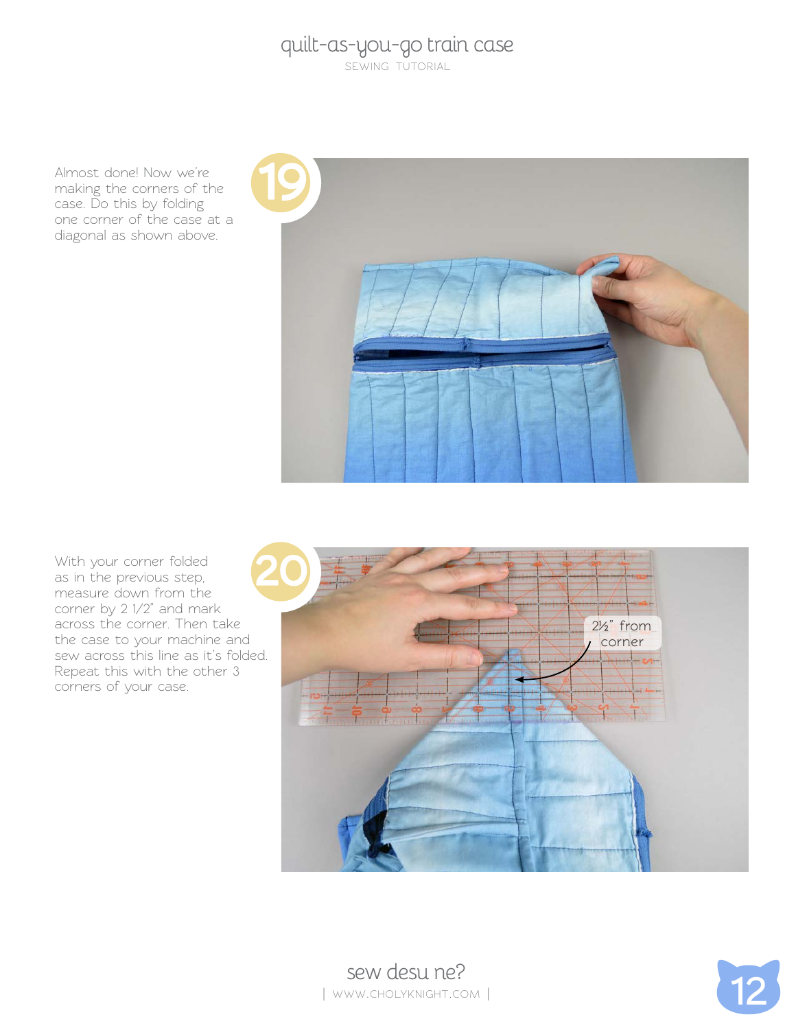**19**

Almost done! Now we're making the corners of the case. Do this by folding one corner of the case at a diagonal as shown above.

**20**

With your corner folded as in the previous step, measure down from the corner by 2 1/2" and mark across the corner. Then take the case to your machine and sew across this line as it's folded. Repeat this with the other 3 corners of your case.

2½" from corner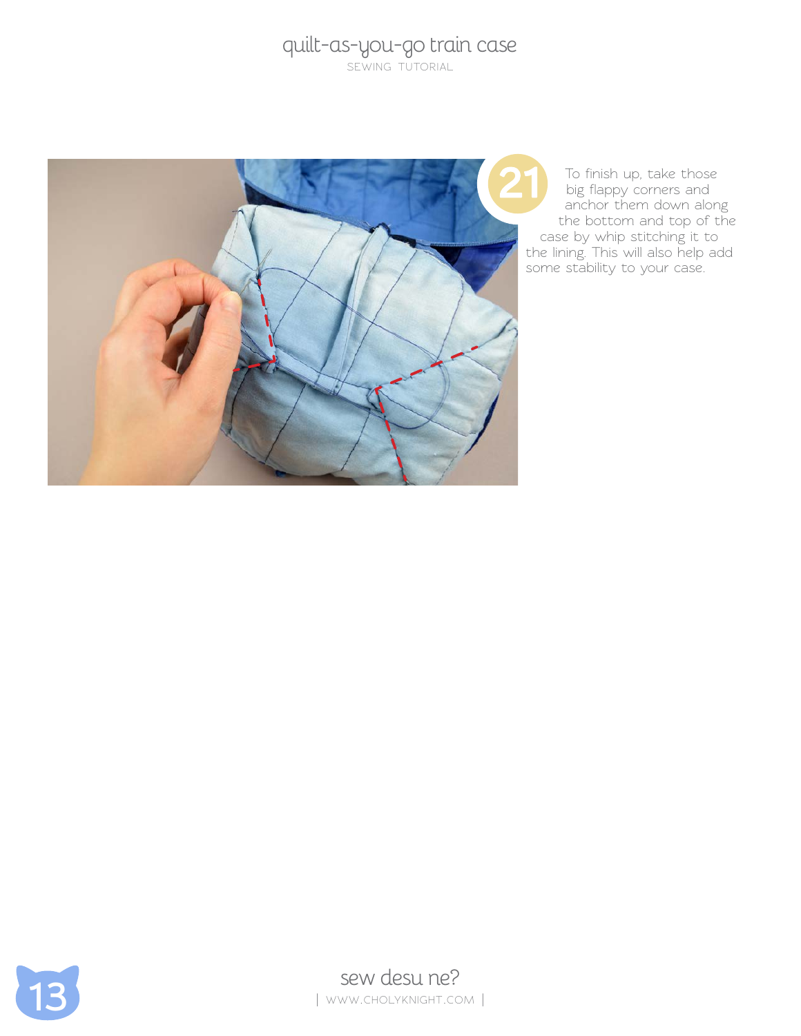21

To finish up, take those big flappy corners and anchor them down along the bottom and top of the case by whip stitching it to the lining. This will also help add some stability to your case.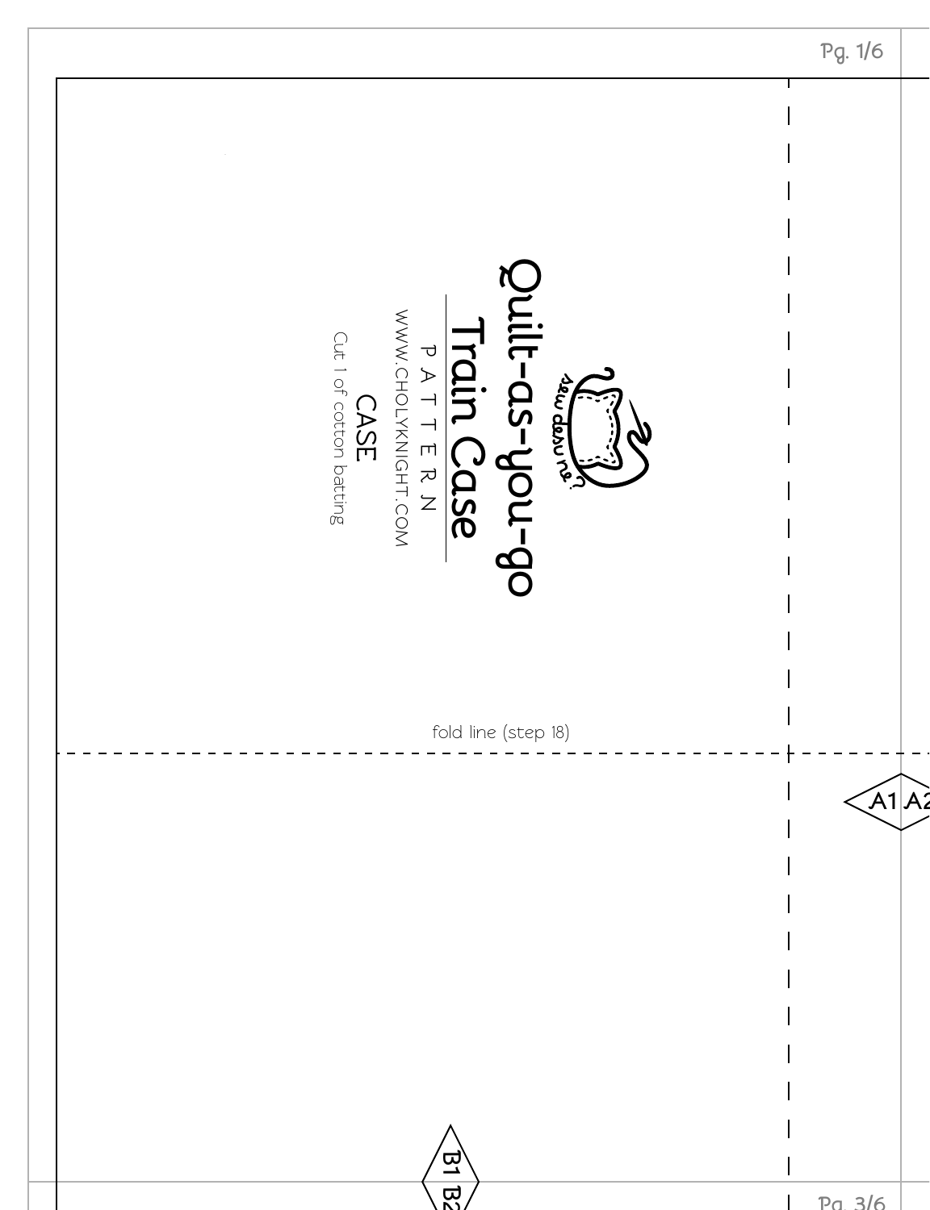# Quilt-as-you-go Train Case

sew desu ne?

P A T T E R N

WWW.CHOLYKNIGHT.COM

CASE

Cut 1 of cotton batting

fold line (step 18)

A1 A2

B1 B2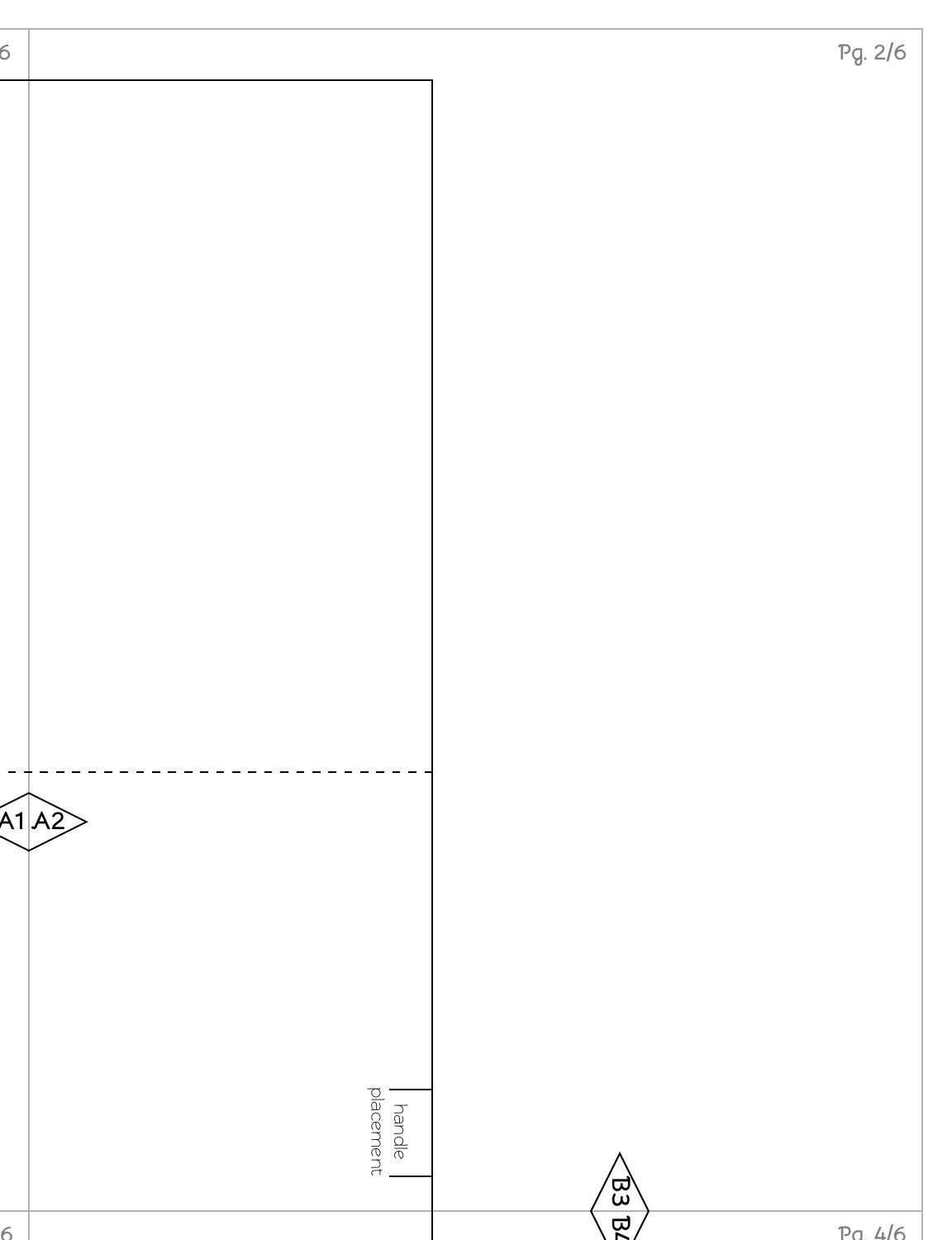A1 A2

handle placement

B3 B4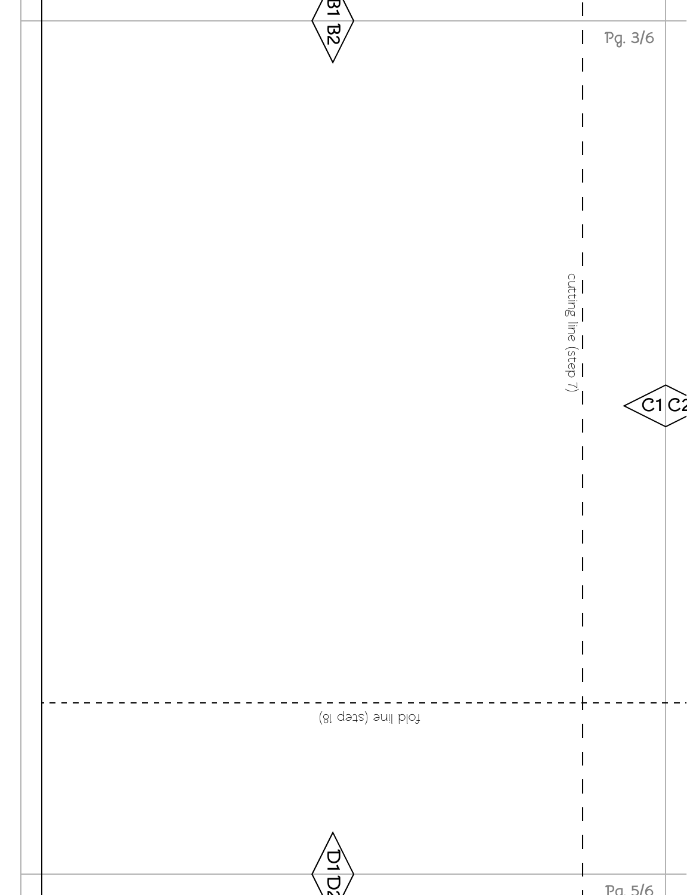B1 B2

Pg. 3/6

cutting line (step 7)

C1 C2

fold line (step 18)

D1 D2

Pg. 5/6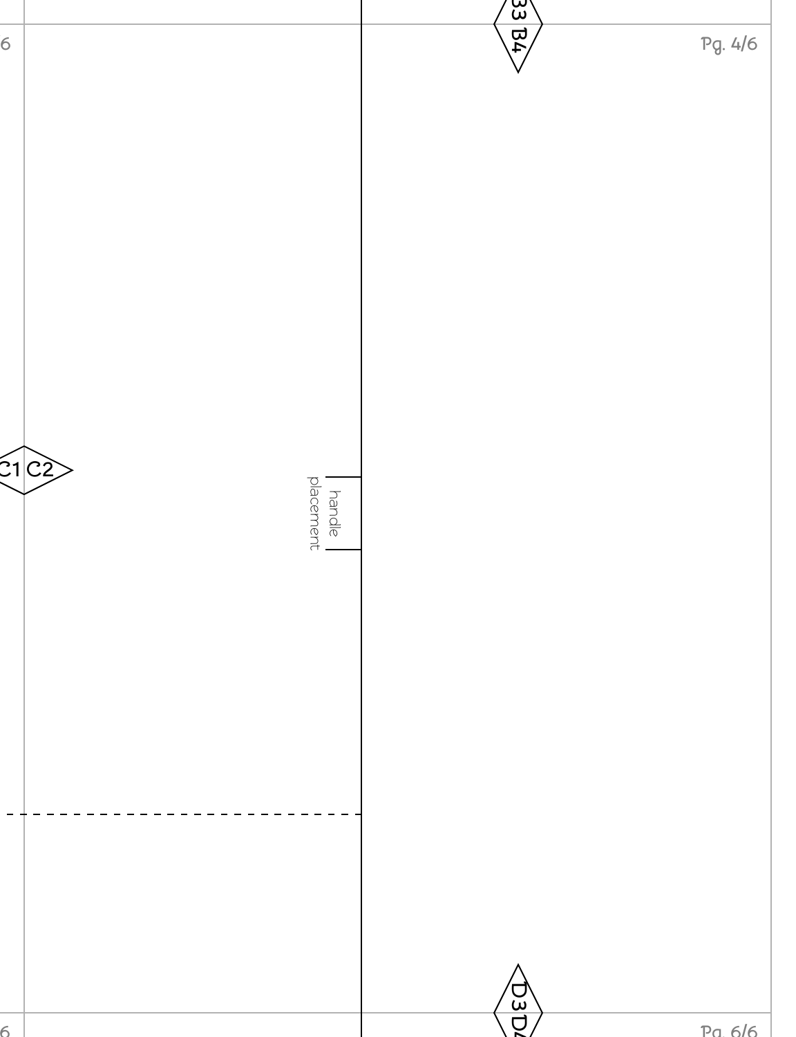B3 B4

C1 C2

handle placement

D3 D4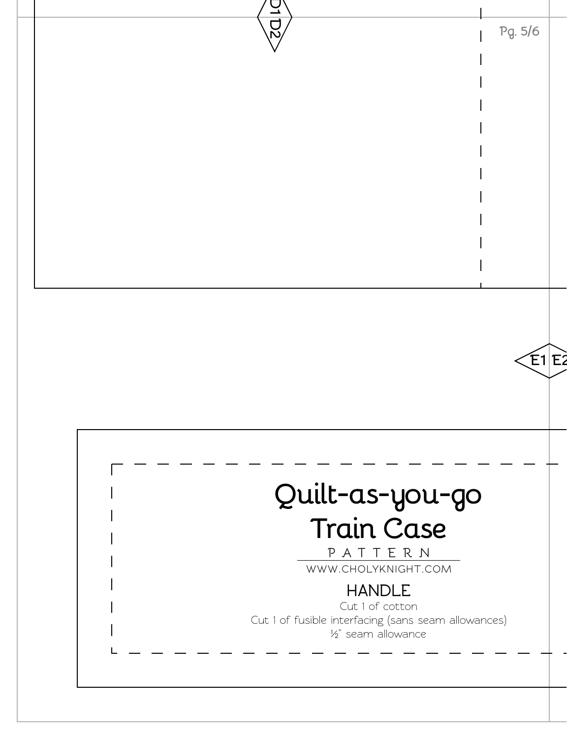D1D2

E1 E2

# Quilt-as-you-go Train Case

PATTERN

WWW.CHOLYKNIGHT.COM

## HANDLE

Cut 1 of cotton

Cut 1 of fusible interfacing (sans seam allowances)

½" seam allowance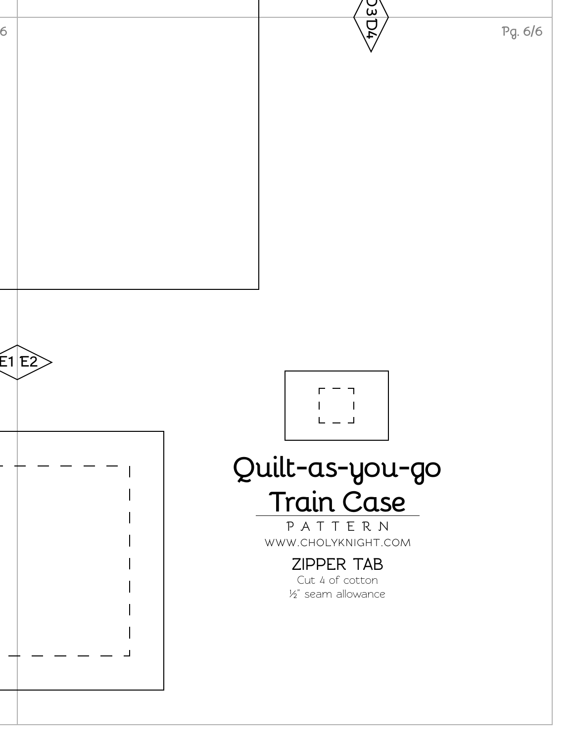D3 D4

E1 E2

Quilt-as-you-go
Train Case
PATTERN
WWW.CHOLYKNIGHT.COM

ZIPPER TAB
Cut 4 of cotton
½" seam allowance